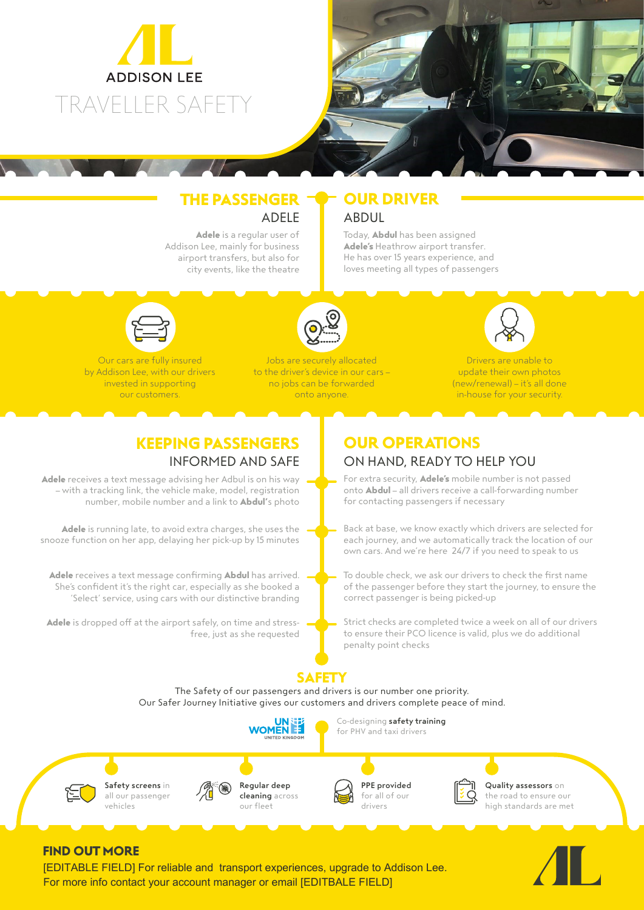# ADDISON LEE

# TRAVELLER SAFETY

## THE PASSENGER
### ADELE

**Adele** is a regular user of Addison Lee, mainly for business airport transfers, but also for city events, like the theatre

## OUR DRIVER
### ABDUL

Today, **Abdul** has been assigned **Adele's** Heathrow airport transfer. He has over 15 years experience, and loves meeting all types of passengers

Our cars are fully insured by Addison Lee, with our drivers invested in supporting our customers.

Jobs are securely allocated to the driver's device in our cars – no jobs can be forwarded onto anyone.

Drivers are unable to update their own photos (new/renewal) – it's all done in-house for your security.

## KEEPING PASSENGERS
### INFORMED AND SAFE

**Adele** receives a text message advising her Adbul is on his way – with a tracking link, the vehicle make, model, registration number, mobile number and a link to **Abdul**'s photo

**Adele** is running late, to avoid extra charges, she uses the snooze function on her app, delaying her pick-up by 15 minutes

**Adele** receives a text message confirming **Abdul** has arrived. She's confident it's the right car, especially as she booked a 'Select' service, using cars with our distinctive branding

**Adele** is dropped off at the airport safely, on time and stress-free, just as she requested

## OUR OPERATIONS
### ON HAND, READY TO HELP YOU

For extra security, **Adele's** mobile number is not passed onto **Abdul** – all drivers receive a call-forwarding number for contacting passengers if necessary

Back at base, we know exactly which drivers are selected for each journey, and we automatically track the location of our own cars. And we're here 24/7 if you need to speak to us

To double check, we ask our drivers to check the first name of the passenger before they start the journey, to ensure the correct passenger is being picked-up

Strict checks are completed twice a week on all of our drivers to ensure their PCO licence is valid, plus we do additional penalty point checks

## SAFETY

The Safety of our passengers and drivers is our number one priority.
Our Safer Journey Initiative gives our customers and drivers complete peace of mind.

UN WOMEN UNITED KINGDOM — Co-designing **safety training** for PHV and taxi drivers

- **Safety screens** in all our passenger vehicles
- **Regular deep cleaning** across our fleet
- **PPE provided** for all of our drivers
- **Quality assessors** on the road to ensure our high standards are met

## FIND OUT MORE

[EDITABLE FIELD] For reliable and transport experiences, upgrade to Addison Lee.
For more info contact your account manager or email [EDITBALE FIELD]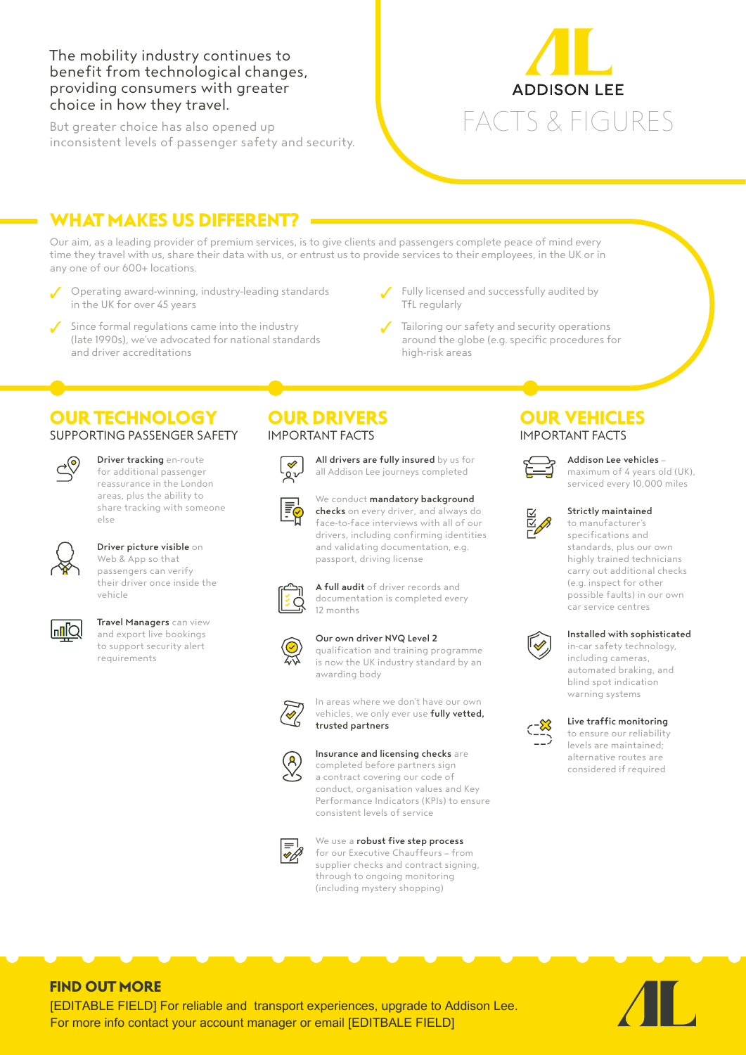The mobility industry continues to benefit from technological changes, providing consumers with greater choice in how they travel.

But greater choice has also opened up inconsistent levels of passenger safety and security.

ADDISON LEE

# FACTS & FIGURES

## WHAT MAKES US DIFFERENT?

Our aim, as a leading provider of premium services, is to give clients and passengers complete peace of mind every time they travel with us, share their data with us, or entrust us to provide services to their employees, in the UK or in any one of our 600+ locations.

- ✓ Operating award-winning, industry-leading standards in the UK for over 45 years
- ✓ Since formal regulations came into the industry (late 1990s), we've advocated for national standards and driver accreditations
- ✓ Fully licensed and successfully audited by TfL regularly
- ✓ Tailoring our safety and security operations around the globe (e.g. specific procedures for high-risk areas

## OUR TECHNOLOGY

SUPPORTING PASSENGER SAFETY

**Driver tracking** en-route for additional passenger reassurance in the London areas, plus the ability to share tracking with someone else

**Driver picture visible** on Web & App so that passengers can verify their driver once inside the vehicle

**Travel Managers** can view and export live bookings to support security alert requirements

## OUR DRIVERS

IMPORTANT FACTS

**All drivers are fully insured** by us for all Addison Lee journeys completed

We conduct **mandatory background checks** on every driver, and always do face-to-face interviews with all of our drivers, including confirming identities and validating documentation, e.g. passport, driving license

**A full audit** of driver records and documentation is completed every 12 months

**Our own driver NVQ Level 2** qualification and training programme is now the UK industry standard by an awarding body

In areas where we don't have our own vehicles, we only ever use **fully vetted, trusted partners**

**Insurance and licensing checks** are completed before partners sign a contract covering our code of conduct, organisation values and Key Performance Indicators (KPIs) to ensure consistent levels of service

We use a **robust five step process** for our Executive Chauffeurs – from supplier checks and contract signing, through to ongoing monitoring (including mystery shopping)

## OUR VEHICLES

IMPORTANT FACTS

**Addison Lee vehicles** – maximum of 4 years old (UK), serviced every 10,000 miles

**Strictly maintained** to manufacturer's specifications and standards, plus our own highly trained technicians carry out additional checks (e.g. inspect for other possible faults) in our own car service centres

**Installed with sophisticated** in-car safety technology, including cameras, automated braking, and blind spot indication warning systems

**Live traffic monitoring** to ensure our reliability levels are maintained; alternative routes are considered if required

## FIND OUT MORE

[EDITABLE FIELD] For reliable and transport experiences, upgrade to Addison Lee.
For more info contact your account manager or email [EDITBALE FIELD]